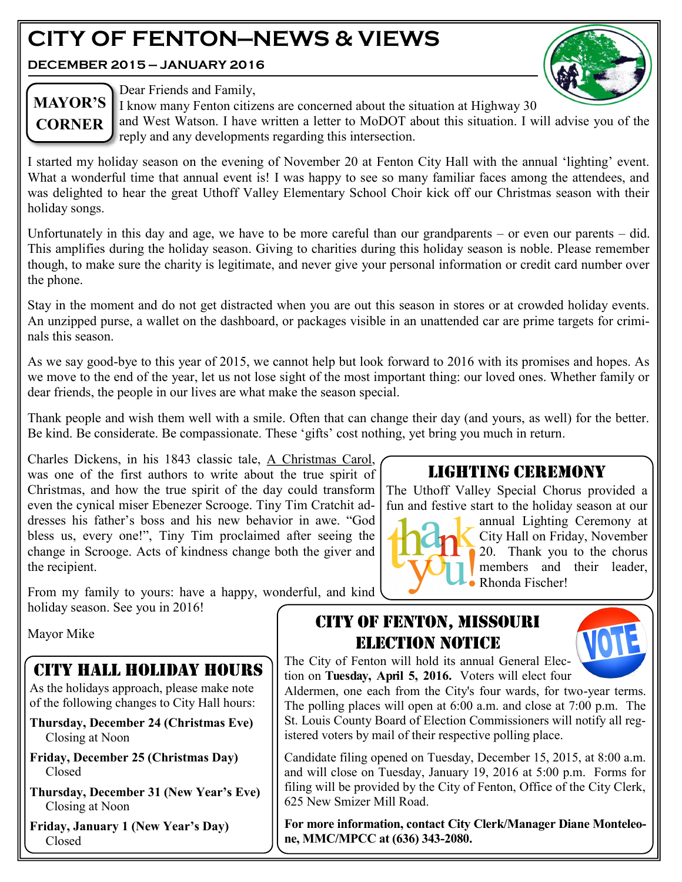# CITY OF FENTON—NEWS & VIEWS

**DECEMBER 2015 – JANUARY 2016**

## MAYOR'S CORNER

Dear Friends and Family,

I know many Fenton citizens are concerned about the situation at Highway 30 and West Watson. I have written a letter to MoDOT about this situation. I will advise you of the reply and any developments regarding this intersection.

I started my holiday season on the evening of November 20 at Fenton City Hall with the annual 'lighting' event. What a wonderful time that annual event is! I was happy to see so many familiar faces among the attendees, and was delighted to hear the great Uthoff Valley Elementary School Choir kick off our Christmas season with their holiday songs.

Unfortunately in this day and age, we have to be more careful than our grandparents – or even our parents – did. This amplifies during the holiday season. Giving to charities during this holiday season is noble. Please remember though, to make sure the charity is legitimate, and never give your personal information or credit card number over the phone.

Stay in the moment and do not get distracted when you are out this season in stores or at crowded holiday events. An unzipped purse, a wallet on the dashboard, or packages visible in an unattended car are prime targets for criminals this season.

As we say good-bye to this year of 2015, we cannot help but look forward to 2016 with its promises and hopes. As we move to the end of the year, let us not lose sight of the most important thing: our loved ones. Whether family or dear friends, the people in our lives are what make the season special.

Thank people and wish them well with a smile. Often that can change their day (and yours, as well) for the better. Be kind. Be considerate. Be compassionate. These 'gifts' cost nothing, yet bring you much in return.

Charles Dickens, in his 1843 classic tale, A Christmas Carol, was one of the first authors to write about the true spirit of Christmas, and how the true spirit of the day could transform even the cynical miser Ebenezer Scrooge. Tiny Tim Cratchit addresses his father's boss and his new behavior in awe. "God bless us, every one!", Tiny Tim proclaimed after seeing the change in Scrooge. Acts of kindness change both the giver and the recipient.

From my family to yours: have a happy, wonderful, and kind holiday season. See you in 2016!

Mayor Mike

## LIGHTING CEREMONY

The Uthoff Valley Special Chorus provided a fun and festive start to the holiday season at our annual Lighting Ceremony at City Hall on Friday, November 20. Thank you to the chorus members and their leader, Rhonda Fischer!

## CITY HALL HOLIDAY HOURS

As the holidays approach, please make note of the following changes to City Hall hours:

**Thursday, December 24 (Christmas Eve)**
Closing at Noon

**Friday, December 25 (Christmas Day)**
Closed

**Thursday, December 31 (New Year's Eve)**
Closing at Noon

**Friday, January 1 (New Year's Day)**
Closed

## CITY OF FENTON, MISSOURI ELECTION NOTICE

The City of Fenton will hold its annual General Election on **Tuesday, April 5, 2016.** Voters will elect four Aldermen, one each from the City's four wards, for two-year terms. The polling places will open at 6:00 a.m. and close at 7:00 p.m. The St. Louis County Board of Election Commissioners will notify all registered voters by mail of their respective polling place.

Candidate filing opened on Tuesday, December 15, 2015, at 8:00 a.m. and will close on Tuesday, January 19, 2016 at 5:00 p.m. Forms for filing will be provided by the City of Fenton, Office of the City Clerk, 625 New Smizer Mill Road.

**For more information, contact City Clerk/Manager Diane Monteleone, MMC/MPCC at (636) 343-2080.**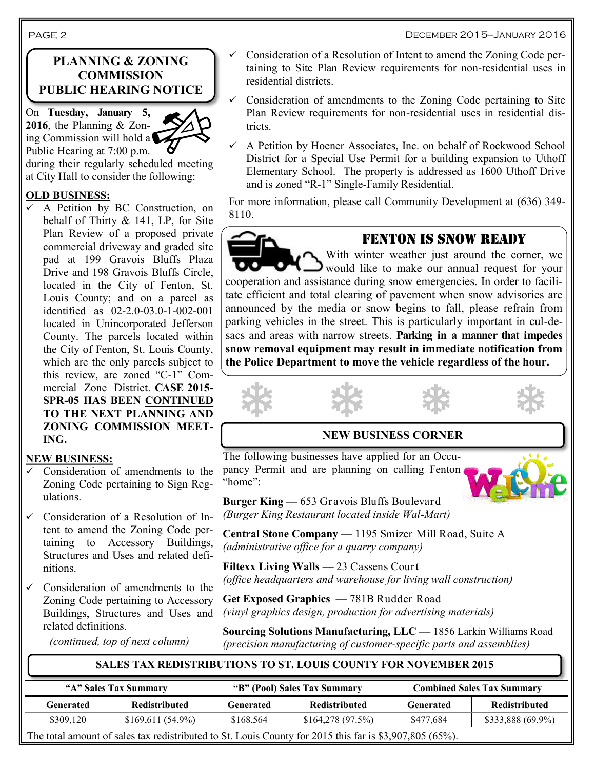## PLANNING & ZONING COMMISSION PUBLIC HEARING NOTICE

On **Tuesday, January 5, 2016**, the Planning & Zoning Commission will hold a Public Hearing at 7:00 p.m. during their regularly scheduled meeting at City Hall to consider the following:

**OLD BUSINESS:**

- ✓ A Petition by BC Construction, on behalf of Thirty & 141, LP, for Site Plan Review of a proposed private commercial driveway and graded site pad at 199 Gravois Bluffs Plaza Drive and 198 Gravois Bluffs Circle, located in the City of Fenton, St. Louis County; and on a parcel as identified as 02-2.0-03.0-1-002-001 located in Unincorporated Jefferson County. The parcels located within the City of Fenton, St. Louis County, which are the only parcels subject to this review, are zoned "C-1" Commercial Zone District. **CASE 2015-SPR-05 HAS BEEN CONTINUED TO THE NEXT PLANNING AND ZONING COMMISSION MEETING.**

**NEW BUSINESS:**

- ✓ Consideration of amendments to the Zoning Code pertaining to Sign Regulations.
- ✓ Consideration of a Resolution of Intent to amend the Zoning Code pertaining to Accessory Buildings, Structures and Uses and related definitions.
- ✓ Consideration of amendments to the Zoning Code pertaining to Accessory Buildings, Structures and Uses and related definitions.

*(continued, top of next column)*

- ✓ Consideration of a Resolution of Intent to amend the Zoning Code pertaining to Site Plan Review requirements for non-residential uses in residential districts.
- ✓ Consideration of amendments to the Zoning Code pertaining to Site Plan Review requirements for non-residential uses in residential districts.
- ✓ A Petition by Hoener Associates, Inc. on behalf of Rockwood School District for a Special Use Permit for a building expansion to Uthoff Elementary School. The property is addressed as 1600 Uthoff Drive and is zoned "R-1" Single-Family Residential.

For more information, please call Community Development at (636) 349-8110.

## FENTON IS SNOW READY

With winter weather just around the corner, we would like to make our annual request for your cooperation and assistance during snow emergencies. In order to facilitate efficient and total clearing of pavement when snow advisories are announced by the media or snow begins to fall, please refrain from parking vehicles in the street. This is particularly important in cul-de-sacs and areas with narrow streets. **Parking in a manner that impedes snow removal equipment may result in immediate notification from the Police Department to move the vehicle regardless of the hour.**

## NEW BUSINESS CORNER

The following businesses have applied for an Occupancy Permit and are planning on calling Fenton "home":

**Burger King** — 653 Gravois Bluffs Boulevard
*(Burger King Restaurant located inside Wal-Mart)*

**Central Stone Company** — 1195 Smizer Mill Road, Suite A
*(administrative office for a quarry company)*

**Filtexx Living Walls** — 23 Cassens Court
*(office headquarters and warehouse for living wall construction)*

**Get Exposed Graphics** — 781B Rudder Road
*(vinyl graphics design, production for advertising materials)*

**Sourcing Solutions Manufacturing, LLC** — 1856 Larkin Williams Road
*(precision manufacturing of customer-specific parts and assemblies)*

## SALES TAX REDISTRIBUTIONS TO ST. LOUIS COUNTY FOR NOVEMBER 2015

| "A" Sales Tax Summary | | "B" (Pool) Sales Tax Summary | | Combined Sales Tax Summary | |
|---|---|---|---|---|---|
| Generated | Redistributed | Generated | Redistributed | Generated | Redistributed |
| $309,120 | $169,611 (54.9%) | $168,564 | $164,278 (97.5%) | $477,684 | $333,888 (69.9%) |

The total amount of sales tax redistributed to St. Louis County for 2015 this far is $3,907,805 (65%).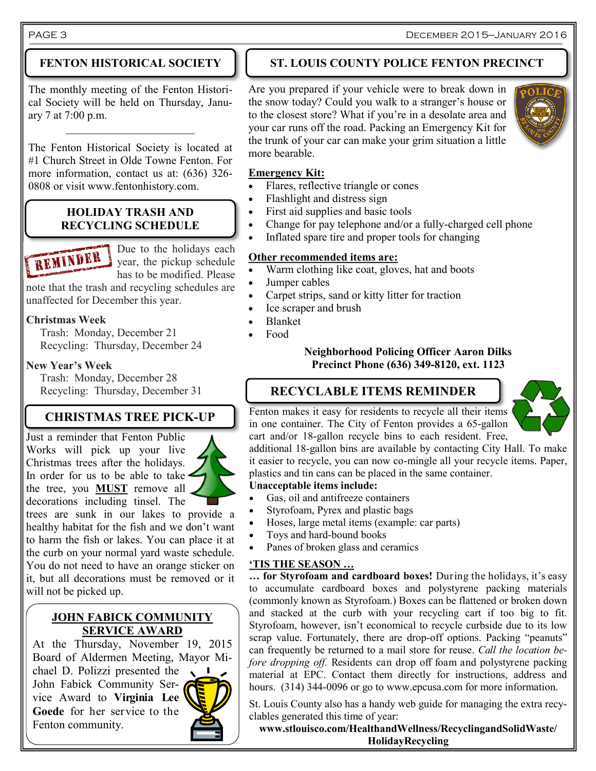## FENTON HISTORICAL SOCIETY

The monthly meeting of the Fenton Historical Society will be held on Thursday, January 7 at 7:00 p.m.

---

The Fenton Historical Society is located at #1 Church Street in Olde Towne Fenton. For more information, contact us at: (636) 326-0808 or visit www.fentonhistory.com.

## HOLIDAY TRASH AND RECYCLING SCHEDULE

Due to the holidays each year, the pickup schedule has to be modified. Please note that the trash and recycling schedules are unaffected for December this year.

**Christmas Week**
Trash: Monday, December 21
Recycling: Thursday, December 24

**New Year's Week**
Trash: Monday, December 28
Recycling: Thursday, December 31

## CHRISTMAS TREE PICK-UP

Just a reminder that Fenton Public Works will pick up your live Christmas trees after the holidays. In order for us to be able to take the tree, you **MUST** remove all decorations including tinsel. The trees are sunk in our lakes to provide a healthy habitat for the fish and we don't want to harm the fish or lakes. You can place it at the curb on your normal yard waste schedule. You do not need to have an orange sticker on it, but all decorations must be removed or it will not be picked up.

## JOHN FABICK COMMUNITY SERVICE AWARD

At the Thursday, November 19, 2015 Board of Aldermen Meeting, Mayor Michael D. Polizzi presented the John Fabick Community Service Award to **Virginia Lee Goede** for her service to the Fenton community.

## ST. LOUIS COUNTY POLICE FENTON PRECINCT

Are you prepared if your vehicle were to break down in the snow today? Could you walk to a stranger's house or to the closest store? What if you're in a desolate area and your car runs off the road. Packing an Emergency Kit for the trunk of your car can make your grim situation a little more bearable.

**Emergency Kit:**

- Flares, reflective triangle or cones
- Flashlight and distress sign
- First aid supplies and basic tools
- Change for pay telephone and/or a fully-charged cell phone
- Inflated spare tire and proper tools for changing

**Other recommended items are:**

- Warm clothing like coat, gloves, hat and boots
- Jumper cables
- Carpet strips, sand or kitty litter for traction
- Ice scraper and brush
- Blanket
- Food

**Neighborhood Policing Officer Aaron Dilks**
**Precinct Phone (636) 349-8120, ext. 1123**

## RECYCLABLE ITEMS REMINDER

Fenton makes it easy for residents to recycle all their items in one container. The City of Fenton provides a 65-gallon cart and/or 18-gallon recycle bins to each resident. Free, additional 18-gallon bins are available by contacting City Hall. To make it easier to recycle, you can now co-mingle all your recycle items. Paper, plastics and tin cans can be placed in the same container.

**Unacceptable items include:**

- Gas, oil and antifreeze containers
- Styrofoam, Pyrex and plastic bags
- Hoses, large metal items (example: car parts)
- Toys and hard-bound books
- Panes of broken glass and ceramics

**'TIS THE SEASON …**

**… for Styrofoam and cardboard boxes!** During the holidays, it's easy to accumulate cardboard boxes and polystyrene packing materials (commonly known as Styrofoam.) Boxes can be flattened or broken down and stacked at the curb with your recycling cart if too big to fit. Styrofoam, however, isn't economical to recycle curbside due to its low scrap value. Fortunately, there are drop-off options. Packing "peanuts" can frequently be returned to a mail store for reuse. *Call the location before dropping off.* Residents can drop off foam and polystyrene packing material at EPC. Contact them directly for instructions, address and hours. (314) 344-0096 or go to www.epcusa.com for more information.

St. Louis County also has a handy web guide for managing the extra recyclables generated this time of year:

**www.stlouisco.com/HealthandWellness/RecyclingandSolidWaste/HolidayRecycling**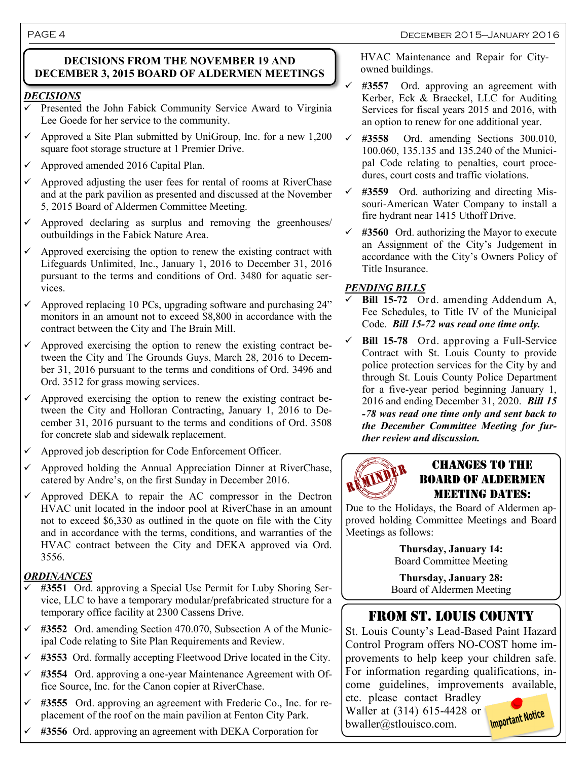## DECISIONS FROM THE NOVEMBER 19 AND DECEMBER 3, 2015 BOARD OF ALDERMEN MEETINGS

***DECISIONS***

- ✓ Presented the John Fabick Community Service Award to Virginia Lee Goede for her service to the community.
- ✓ Approved a Site Plan submitted by UniGroup, Inc. for a new 1,200 square foot storage structure at 1 Premier Drive.
- ✓ Approved amended 2016 Capital Plan.
- ✓ Approved adjusting the user fees for rental of rooms at RiverChase and at the park pavilion as presented and discussed at the November 5, 2015 Board of Aldermen Committee Meeting.
- ✓ Approved declaring as surplus and removing the greenhouses/ outbuildings in the Fabick Nature Area.
- ✓ Approved exercising the option to renew the existing contract with Lifeguards Unlimited, Inc., January 1, 2016 to December 31, 2016 pursuant to the terms and conditions of Ord. 3480 for aquatic services.
- ✓ Approved replacing 10 PCs, upgrading software and purchasing 24" monitors in an amount not to exceed $8,800 in accordance with the contract between the City and The Brain Mill.
- ✓ Approved exercising the option to renew the existing contract between the City and The Grounds Guys, March 28, 2016 to December 31, 2016 pursuant to the terms and conditions of Ord. 3496 and Ord. 3512 for grass mowing services.
- ✓ Approved exercising the option to renew the existing contract between the City and Holloran Contracting, January 1, 2016 to December 31, 2016 pursuant to the terms and conditions of Ord. 3508 for concrete slab and sidewalk replacement.
- ✓ Approved job description for Code Enforcement Officer.
- ✓ Approved holding the Annual Appreciation Dinner at RiverChase, catered by Andre's, on the first Sunday in December 2016.
- ✓ Approved DEKA to repair the AC compressor in the Dectron HVAC unit located in the indoor pool at RiverChase in an amount not to exceed $6,330 as outlined in the quote on file with the City and in accordance with the terms, conditions, and warranties of the HVAC contract between the City and DEKA approved via Ord. 3556.

***ORDINANCES***

- ✓ **#3551** Ord. approving a Special Use Permit for Luby Shoring Service, LLC to have a temporary modular/prefabricated structure for a temporary office facility at 2300 Cassens Drive.
- ✓ **#3552** Ord. amending Section 470.070, Subsection A of the Municipal Code relating to Site Plan Requirements and Review.
- ✓ **#3553** Ord. formally accepting Fleetwood Drive located in the City.
- ✓ **#3554** Ord. approving a one-year Maintenance Agreement with Office Source, Inc. for the Canon copier at RiverChase.
- ✓ **#3555** Ord. approving an agreement with Frederic Co., Inc. for replacement of the roof on the main pavilion at Fenton City Park.
- ✓ **#3556** Ord. approving an agreement with DEKA Corporation for HVAC Maintenance and Repair for City-owned buildings.
- ✓ **#3557** Ord. approving an agreement with Kerber, Eck & Braeckel, LLC for Auditing Services for fiscal years 2015 and 2016, with an option to renew for one additional year.
- ✓ **#3558** Ord. amending Sections 300.010, 100.060, 135.135 and 135.240 of the Municipal Code relating to penalties, court procedures, court costs and traffic violations.
- ✓ **#3559** Ord. authorizing and directing Missouri-American Water Company to install a fire hydrant near 1415 Uthoff Drive.
- ✓ **#3560** Ord. authorizing the Mayor to execute an Assignment of the City's Judgement in accordance with the City's Owners Policy of Title Insurance.

***PENDING BILLS***

- ✓ **Bill 15-72** Ord. amending Addendum A, Fee Schedules, to Title IV of the Municipal Code. ***Bill 15-72 was read one time only.***
- ✓ **Bill 15-78** Ord. approving a Full-Service Contract with St. Louis County to provide police protection services for the City by and through St. Louis County Police Department for a five-year period beginning January 1, 2016 and ending December 31, 2020. ***Bill 15-78 was read one time only and sent back to the December Committee Meeting for further review and discussion.***

## CHANGES TO THE BOARD OF ALDERMEN MEETING DATES:

REMINDER

Due to the Holidays, the Board of Aldermen approved holding Committee Meetings and Board Meetings as follows:

**Thursday, January 14:**
Board Committee Meeting

**Thursday, January 28:**
Board of Aldermen Meeting

## FROM ST. LOUIS COUNTY

St. Louis County's Lead-Based Paint Hazard Control Program offers NO-COST home improvements to help keep your children safe. For information regarding qualifications, income guidelines, improvements available, etc. please contact Bradley Waller at (314) 615-4428 or bwaller@stlouisco.com.

Important Notice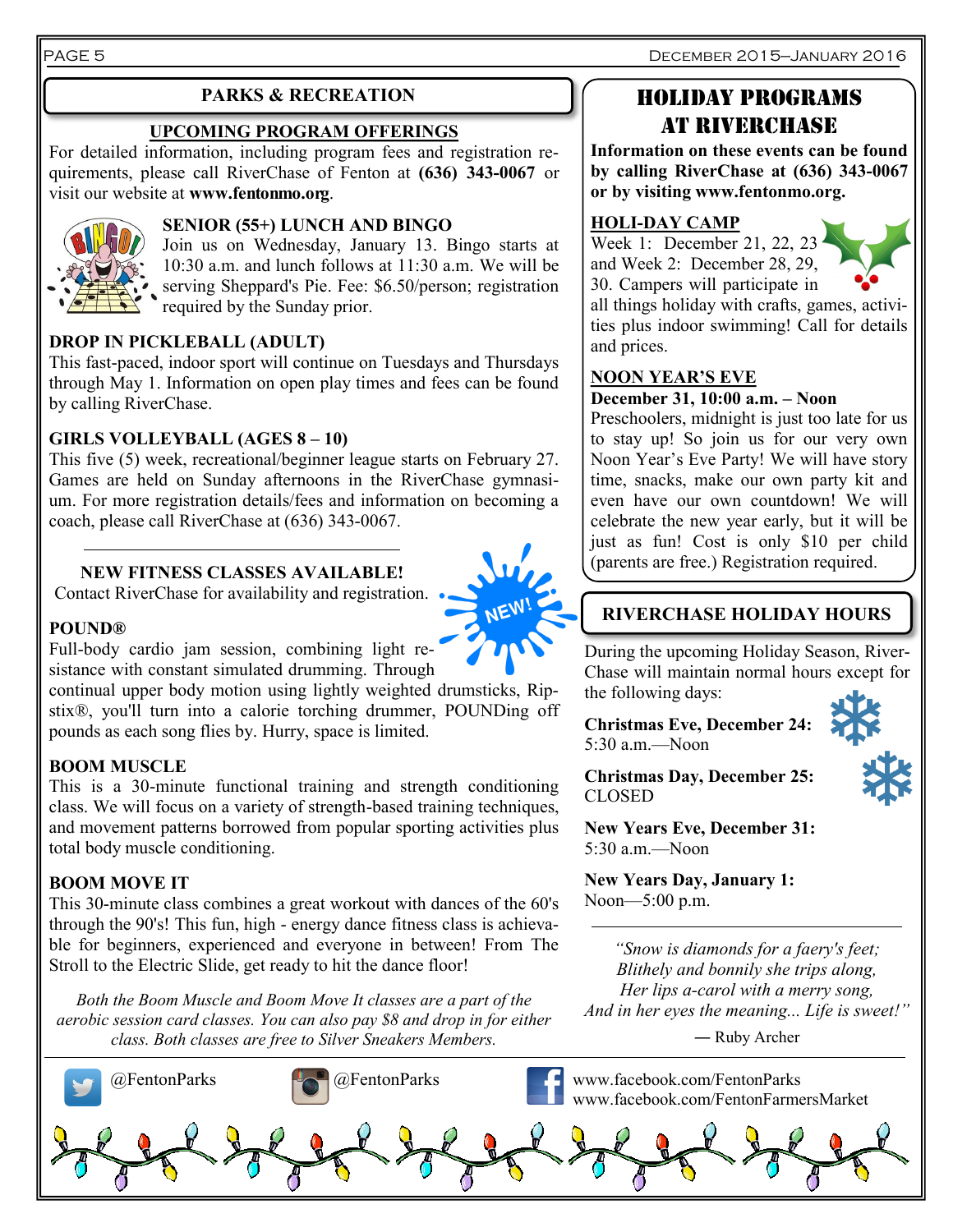## PARKS & RECREATION

### UPCOMING PROGRAM OFFERINGS

For detailed information, including program fees and registration requirements, please call RiverChase of Fenton at **(636) 343-0067** or visit our website at **www.fentonmo.org**.

**SENIOR (55+) LUNCH AND BINGO**

Join us on Wednesday, January 13. Bingo starts at 10:30 a.m. and lunch follows at 11:30 a.m. We will be serving Sheppard's Pie. Fee: $6.50/person; registration required by the Sunday prior.

**DROP IN PICKLEBALL (ADULT)**

This fast-paced, indoor sport will continue on Tuesdays and Thursdays through May 1. Information on open play times and fees can be found by calling RiverChase.

**GIRLS VOLLEYBALL (AGES 8 – 10)**

This five (5) week, recreational/beginner league starts on February 27. Games are held on Sunday afternoons in the RiverChase gymnasium. For more registration details/fees and information on becoming a coach, please call RiverChase at (636) 343-0067.

---

**NEW FITNESS CLASSES AVAILABLE!**

Contact RiverChase for availability and registration.

NEW!

**POUND®**

Full-body cardio jam session, combining light resistance with constant simulated drumming. Through continual upper body motion using lightly weighted drumsticks, Ripstix®, you'll turn into a calorie torching drummer, POUNDing off pounds as each song flies by. Hurry, space is limited.

**BOOM MUSCLE**

This is a 30-minute functional training and strength conditioning class. We will focus on a variety of strength-based training techniques, and movement patterns borrowed from popular sporting activities plus total body muscle conditioning.

**BOOM MOVE IT**

This 30-minute class combines a great workout with dances of the 60's through the 90's! This fun, high - energy dance fitness class is achievable for beginners, experienced and everyone in between! From The Stroll to the Electric Slide, get ready to hit the dance floor!

*Both the Boom Muscle and Boom Move It classes are a part of the aerobic session card classes. You can also pay $8 and drop in for either class. Both classes are free to Silver Sneakers Members.*

## HOLIDAY PROGRAMS AT RIVERCHASE

**Information on these events can be found by calling RiverChase at (636) 343-0067 or by visiting www.fentonmo.org.**

**HOLI-DAY CAMP**

Week 1: December 21, 22, 23 and Week 2: December 28, 29, 30. Campers will participate in all things holiday with crafts, games, activities plus indoor swimming! Call for details and prices.

**NOON YEAR'S EVE**

**December 31, 10:00 a.m. – Noon**

Preschoolers, midnight is just too late for us to stay up! So join us for our very own Noon Year's Eve Party! We will have story time, snacks, make our own party kit and even have our own countdown! We will celebrate the new year early, but it will be just as fun! Cost is only $10 per child (parents are free.) Registration required.

## RIVERCHASE HOLIDAY HOURS

During the upcoming Holiday Season, RiverChase will maintain normal hours except for the following days:

**Christmas Eve, December 24:**
5:30 a.m.—Noon

**Christmas Day, December 25:**
CLOSED

**New Years Eve, December 31:**
5:30 a.m.—Noon

**New Years Day, January 1:**
Noon—5:00 p.m.

---

*"Snow is diamonds for a faery's feet;*
*Blithely and bonnily she trips along,*
*Her lips a-carol with a merry song,*
*And in her eyes the meaning... Life is sweet!"*

— Ruby Archer

---

@FentonParks @FentonParks www.facebook.com/FentonParks
www.facebook.com/FentonFarmersMarket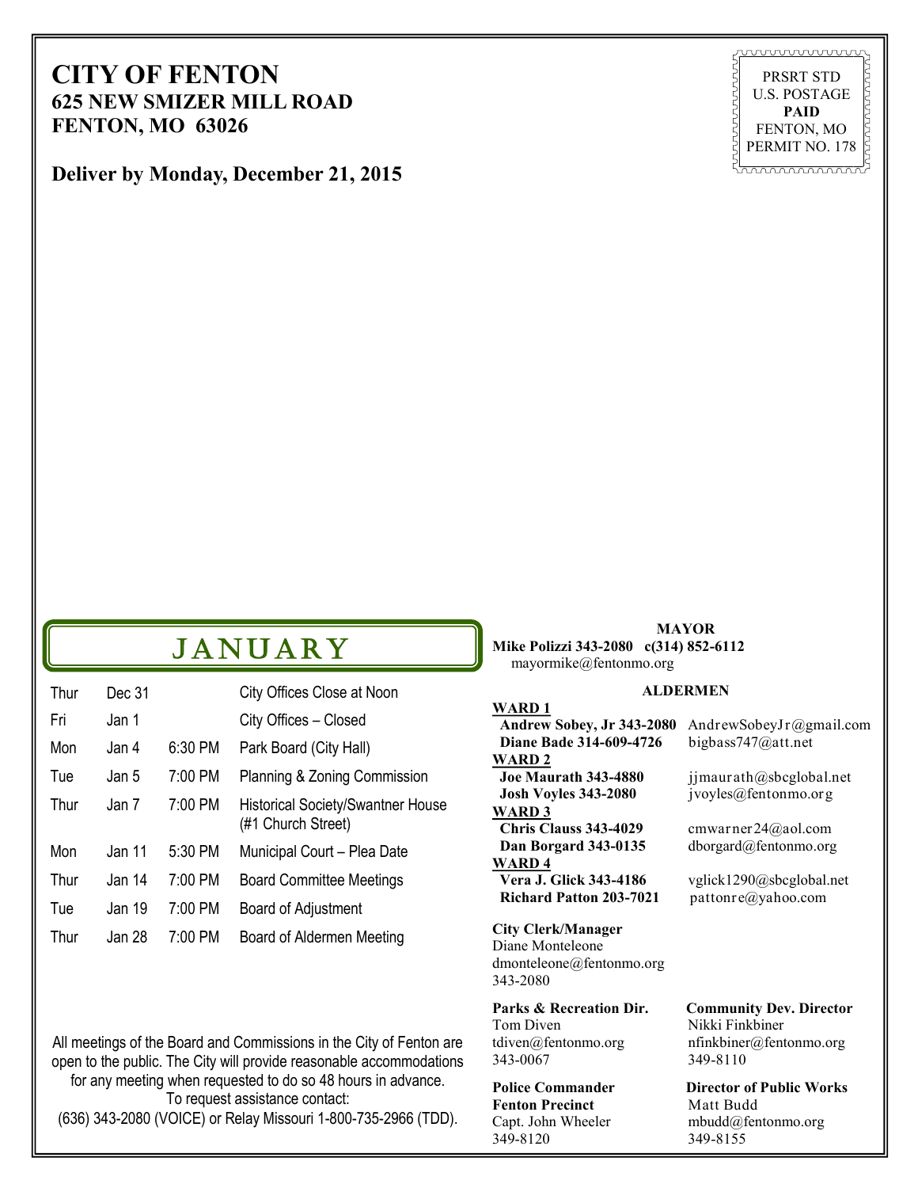**CITY OF FENTON**
**625 NEW SMIZER MILL ROAD**
**FENTON, MO 63026**

**Deliver by Monday, December 21, 2015**

PRSRT STD
U.S. POSTAGE
**PAID**
FENTON, MO
PERMIT NO. 178

## JANUARY

| | | | |
|---|---|---|---|
| Thur | Dec 31 | | City Offices Close at Noon |
| Fri | Jan 1 | | City Offices – Closed |
| Mon | Jan 4 | 6:30 PM | Park Board (City Hall) |
| Tue | Jan 5 | 7:00 PM | Planning & Zoning Commission |
| Thur | Jan 7 | 7:00 PM | Historical Society/Swantner House (#1 Church Street) |
| Mon | Jan 11 | 5:30 PM | Municipal Court – Plea Date |
| Thur | Jan 14 | 7:00 PM | Board Committee Meetings |
| Tue | Jan 19 | 7:00 PM | Board of Adjustment |
| Thur | Jan 28 | 7:00 PM | Board of Aldermen Meeting |

All meetings of the Board and Commissions in the City of Fenton are open to the public. The City will provide reasonable accommodations for any meeting when requested to do so 48 hours in advance. To request assistance contact:
(636) 343-2080 (VOICE) or Relay Missouri 1-800-735-2966 (TDD).

**MAYOR**
**Mike Polizzi 343-2080 c(314) 852-6112**
mayormike@fentonmo.org

**ALDERMEN**

**WARD 1**
**Andrew Sobey, Jr 343-2080** AndrewSobeyJr@gmail.com
**Diane Bade 314-609-4726** bigbass747@att.net

**WARD 2**
**Joe Maurath 343-4880** jjmaurath@sbcglobal.net
**Josh Voyles 343-2080** jvoyles@fentonmo.org

**WARD 3**
**Chris Clauss 343-4029** cmwarner24@aol.com
**Dan Borgard 343-0135** dborgard@fentonmo.org

**WARD 4**
**Vera J. Glick 343-4186** vglick1290@sbcglobal.net
**Richard Patton 203-7021** pattonre@yahoo.com

**City Clerk/Manager**
Diane Monteleone
dmonteleone@fentonmo.org
343-2080

**Parks & Recreation Dir.**
Tom Diven
tdiven@fentonmo.org
343-0067

**Community Dev. Director**
Nikki Finkbiner
nfinkbiner@fentonmo.org
349-8110

**Police Commander**
**Fenton Precinct**
Capt. John Wheeler
349-8120

**Director of Public Works**
Matt Budd
mbudd@fentonmo.org
349-8155